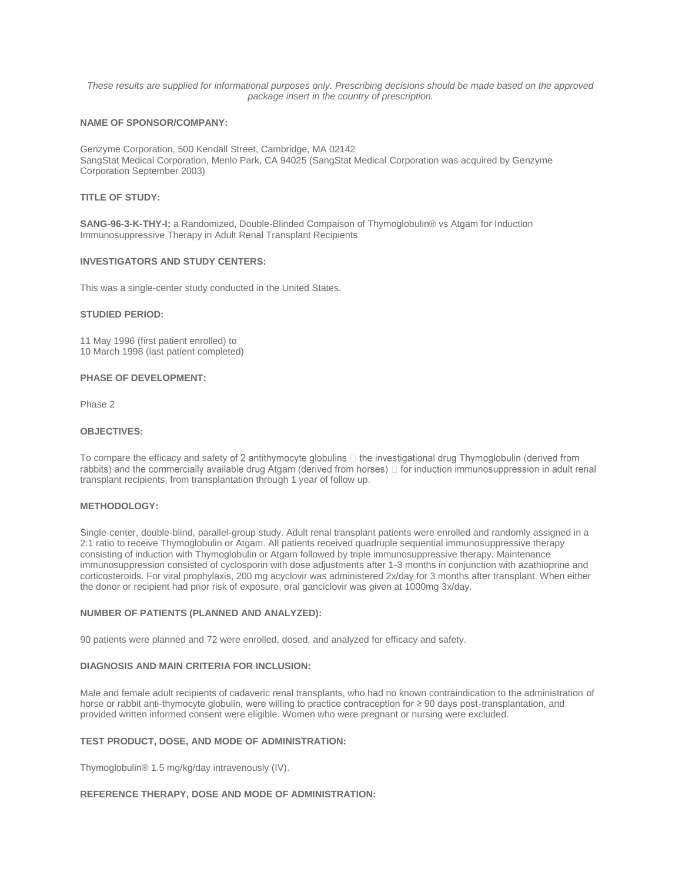*These results are supplied for informational purposes only. Prescribing decisions should be made based on the approved package insert in the country of prescription.*

**NAME OF SPONSOR/COMPANY:**

Genzyme Corporation, 500 Kendall Street, Cambridge, MA 02142
SangStat Medical Corporation, Menlo Park, CA 94025 (SangStat Medical Corporation was acquired by Genzyme Corporation September 2003)

**TITLE OF STUDY:**

**SANG-96-3-K-THY-I:** a Randomized, Double-Blinded Compaison of Thymoglobulin® vs Atgam for Induction Immunosuppressive Therapy in Adult Renal Transplant Recipients

**INVESTIGATORS AND STUDY CENTERS:**

This was a single-center study conducted in the United States.

**STUDIED PERIOD:**

11 May 1996 (first patient enrolled) to
10 March 1998 (last patient completed)

**PHASE OF DEVELOPMENT:**

Phase 2

**OBJECTIVES:**

To compare the efficacy and safety of 2 antithymocyte globulins  the investigational drug Thymoglobulin (derived from rabbits) and the commercially available drug Atgam (derived from horses)  for induction immunosuppression in adult renal transplant recipients, from transplantation through 1 year of follow up.

**METHODOLOGY:**

Single-center, double-blind, parallel-group study. Adult renal transplant patients were enrolled and randomly assigned in a 2:1 ratio to receive Thymoglobulin or Atgam. All patients received quadruple sequential immunosuppressive therapy consisting of induction with Thymoglobulin or Atgam followed by triple immunosuppressive therapy. Maintenance immunosuppression consisted of cyclosporin with dose adjustments after 1-3 months in conjunction with azathioprine and corticosteroids. For viral prophylaxis, 200 mg acyclovir was administered 2x/day for 3 months after transplant. When either the donor or recipient had prior risk of exposure, oral ganciclovir was given at 1000mg 3x/day.

**NUMBER OF PATIENTS (PLANNED AND ANALYZED):**

90 patients were planned and 72 were enrolled, dosed, and analyzed for efficacy and safety.

**DIAGNOSIS AND MAIN CRITERIA FOR INCLUSION:**

Male and female adult recipients of cadaveric renal transplants, who had no known contraindication to the administration of horse or rabbit anti-thymocyte globulin, were willing to practice contraception for ≥ 90 days post-transplantation, and provided written informed consent were eligible. Women who were pregnant or nursing were excluded.

**TEST PRODUCT, DOSE, AND MODE OF ADMINISTRATION:**

Thymoglobulin® 1.5 mg/kg/day intravenously (IV).

**REFERENCE THERAPY, DOSE AND MODE OF ADMINISTRATION:**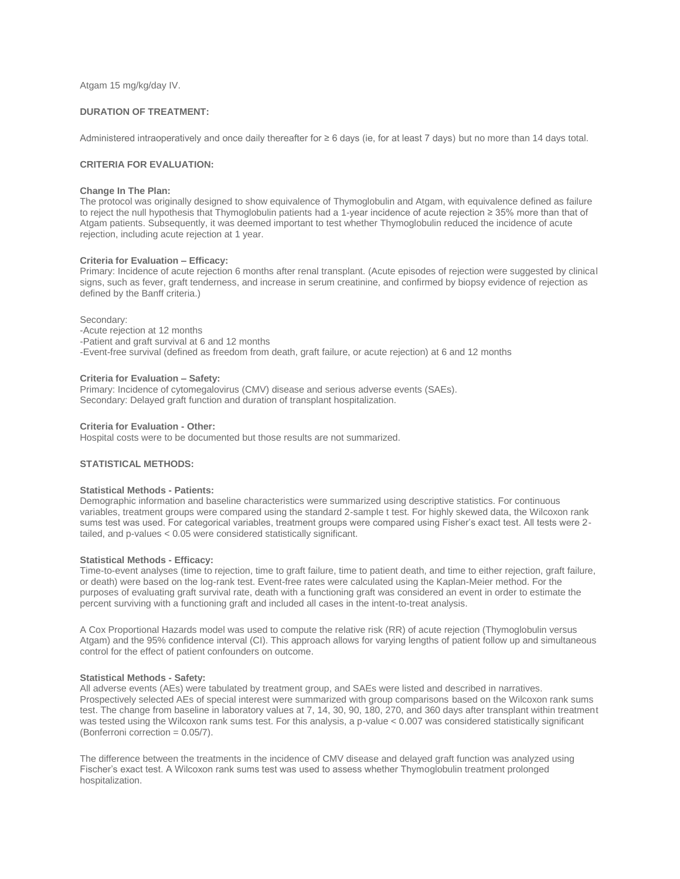Atgam 15 mg/kg/day IV.

## DURATION OF TREATMENT:

Administered intraoperatively and once daily thereafter for ≥ 6 days (ie, for at least 7 days) but no more than 14 days total.

## CRITERIA FOR EVALUATION:

### Change In The Plan:

The protocol was originally designed to show equivalence of Thymoglobulin and Atgam, with equivalence defined as failure to reject the null hypothesis that Thymoglobulin patients had a 1-year incidence of acute rejection ≥ 35% more than that of Atgam patients. Subsequently, it was deemed important to test whether Thymoglobulin reduced the incidence of acute rejection, including acute rejection at 1 year.

### Criteria for Evaluation – Efficacy:

Primary: Incidence of acute rejection 6 months after renal transplant. (Acute episodes of rejection were suggested by clinical signs, such as fever, graft tenderness, and increase in serum creatinine, and confirmed by biopsy evidence of rejection as defined by the Banff criteria.)

Secondary:
- Acute rejection at 12 months
- Patient and graft survival at 6 and 12 months
- Event-free survival (defined as freedom from death, graft failure, or acute rejection) at 6 and 12 months

### Criteria for Evaluation – Safety:

Primary: Incidence of cytomegalovirus (CMV) disease and serious adverse events (SAEs).
Secondary: Delayed graft function and duration of transplant hospitalization.

### Criteria for Evaluation - Other:

Hospital costs were to be documented but those results are not summarized.

## STATISTICAL METHODS:

### Statistical Methods - Patients:

Demographic information and baseline characteristics were summarized using descriptive statistics. For continuous variables, treatment groups were compared using the standard 2-sample t test. For highly skewed data, the Wilcoxon rank sums test was used. For categorical variables, treatment groups were compared using Fisher's exact test. All tests were 2-tailed, and p-values < 0.05 were considered statistically significant.

### Statistical Methods - Efficacy:

Time-to-event analyses (time to rejection, time to graft failure, time to patient death, and time to either rejection, graft failure, or death) were based on the log-rank test. Event-free rates were calculated using the Kaplan-Meier method. For the purposes of evaluating graft survival rate, death with a functioning graft was considered an event in order to estimate the percent surviving with a functioning graft and included all cases in the intent-to-treat analysis.

A Cox Proportional Hazards model was used to compute the relative risk (RR) of acute rejection (Thymoglobulin versus Atgam) and the 95% confidence interval (CI). This approach allows for varying lengths of patient follow up and simultaneous control for the effect of patient confounders on outcome.

### Statistical Methods - Safety:

All adverse events (AEs) were tabulated by treatment group, and SAEs were listed and described in narratives. Prospectively selected AEs of special interest were summarized with group comparisons based on the Wilcoxon rank sums test. The change from baseline in laboratory values at 7, 14, 30, 90, 180, 270, and 360 days after transplant within treatment was tested using the Wilcoxon rank sums test. For this analysis, a p-value < 0.007 was considered statistically significant (Bonferroni correction = 0.05/7).

The difference between the treatments in the incidence of CMV disease and delayed graft function was analyzed using Fischer's exact test. A Wilcoxon rank sums test was used to assess whether Thymoglobulin treatment prolonged hospitalization.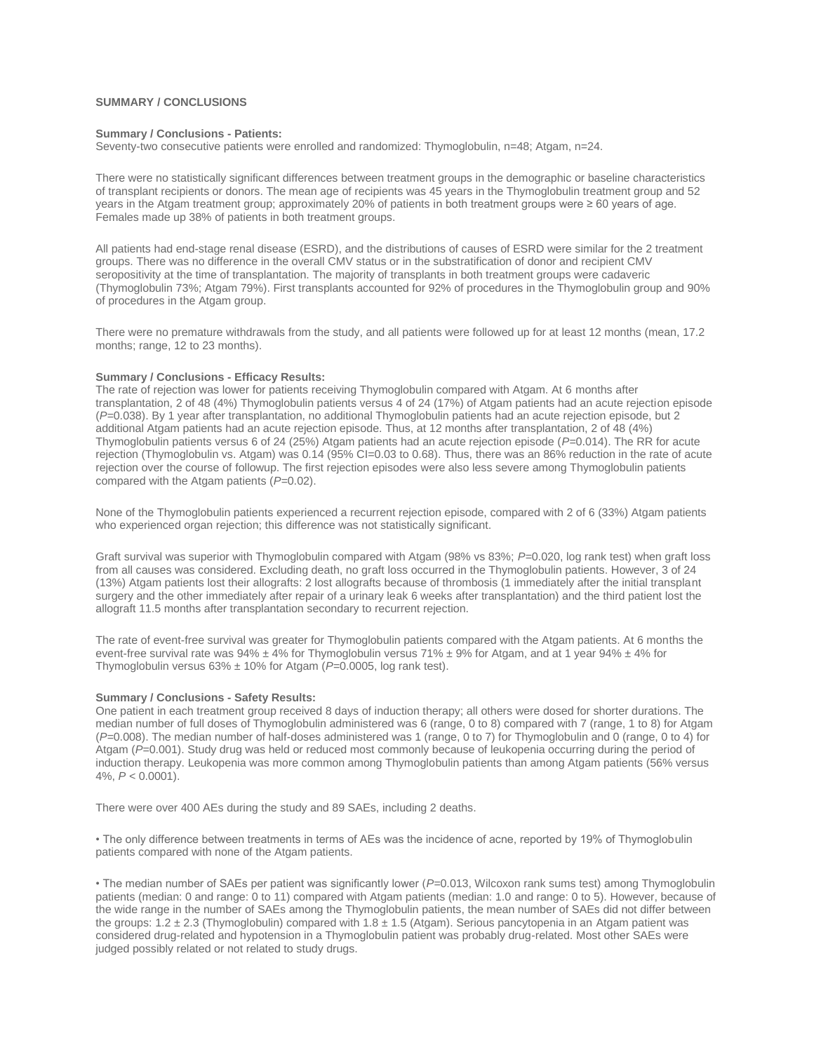## SUMMARY / CONCLUSIONS

### Summary / Conclusions - Patients:

Seventy-two consecutive patients were enrolled and randomized: Thymoglobulin, n=48; Atgam, n=24.

There were no statistically significant differences between treatment groups in the demographic or baseline characteristics of transplant recipients or donors. The mean age of recipients was 45 years in the Thymoglobulin treatment group and 52 years in the Atgam treatment group; approximately 20% of patients in both treatment groups were ≥ 60 years of age. Females made up 38% of patients in both treatment groups.

All patients had end-stage renal disease (ESRD), and the distributions of causes of ESRD were similar for the 2 treatment groups. There was no difference in the overall CMV status or in the substratification of donor and recipient CMV seropositivity at the time of transplantation. The majority of transplants in both treatment groups were cadaveric (Thymoglobulin 73%; Atgam 79%). First transplants accounted for 92% of procedures in the Thymoglobulin group and 90% of procedures in the Atgam group.

There were no premature withdrawals from the study, and all patients were followed up for at least 12 months (mean, 17.2 months; range, 12 to 23 months).

### Summary / Conclusions - Efficacy Results:

The rate of rejection was lower for patients receiving Thymoglobulin compared with Atgam. At 6 months after transplantation, 2 of 48 (4%) Thymoglobulin patients versus 4 of 24 (17%) of Atgam patients had an acute rejection episode (*P*=0.038). By 1 year after transplantation, no additional Thymoglobulin patients had an acute rejection episode, but 2 additional Atgam patients had an acute rejection episode. Thus, at 12 months after transplantation, 2 of 48 (4%) Thymoglobulin patients versus 6 of 24 (25%) Atgam patients had an acute rejection episode (*P*=0.014). The RR for acute rejection (Thymoglobulin vs. Atgam) was 0.14 (95% CI=0.03 to 0.68). Thus, there was an 86% reduction in the rate of acute rejection over the course of followup. The first rejection episodes were also less severe among Thymoglobulin patients compared with the Atgam patients (*P*=0.02).

None of the Thymoglobulin patients experienced a recurrent rejection episode, compared with 2 of 6 (33%) Atgam patients who experienced organ rejection; this difference was not statistically significant.

Graft survival was superior with Thymoglobulin compared with Atgam (98% vs 83%; *P*=0.020, log rank test) when graft loss from all causes was considered. Excluding death, no graft loss occurred in the Thymoglobulin patients. However, 3 of 24 (13%) Atgam patients lost their allografts: 2 lost allografts because of thrombosis (1 immediately after the initial transplant surgery and the other immediately after repair of a urinary leak 6 weeks after transplantation) and the third patient lost the allograft 11.5 months after transplantation secondary to recurrent rejection.

The rate of event-free survival was greater for Thymoglobulin patients compared with the Atgam patients. At 6 months the event-free survival rate was 94% ± 4% for Thymoglobulin versus 71% ± 9% for Atgam, and at 1 year 94% ± 4% for Thymoglobulin versus 63% ± 10% for Atgam (*P*=0.0005, log rank test).

### Summary / Conclusions - Safety Results:

One patient in each treatment group received 8 days of induction therapy; all others were dosed for shorter durations. The median number of full doses of Thymoglobulin administered was 6 (range, 0 to 8) compared with 7 (range, 1 to 8) for Atgam (*P*=0.008). The median number of half-doses administered was 1 (range, 0 to 7) for Thymoglobulin and 0 (range, 0 to 4) for Atgam (*P*=0.001). Study drug was held or reduced most commonly because of leukopenia occurring during the period of induction therapy. Leukopenia was more common among Thymoglobulin patients than among Atgam patients (56% versus 4%, $P < 0.0001$).

There were over 400 AEs during the study and 89 SAEs, including 2 deaths.

- The only difference between treatments in terms of AEs was the incidence of acne, reported by 19% of Thymoglobulin patients compared with none of the Atgam patients.

- The median number of SAEs per patient was significantly lower (*P*=0.013, Wilcoxon rank sums test) among Thymoglobulin patients (median: 0 and range: 0 to 11) compared with Atgam patients (median: 1.0 and range: 0 to 5). However, because of the wide range in the number of SAEs among the Thymoglobulin patients, the mean number of SAEs did not differ between the groups: 1.2 ± 2.3 (Thymoglobulin) compared with 1.8 ± 1.5 (Atgam). Serious pancytopenia in an Atgam patient was considered drug-related and hypotension in a Thymoglobulin patient was probably drug-related. Most other SAEs were judged possibly related or not related to study drugs.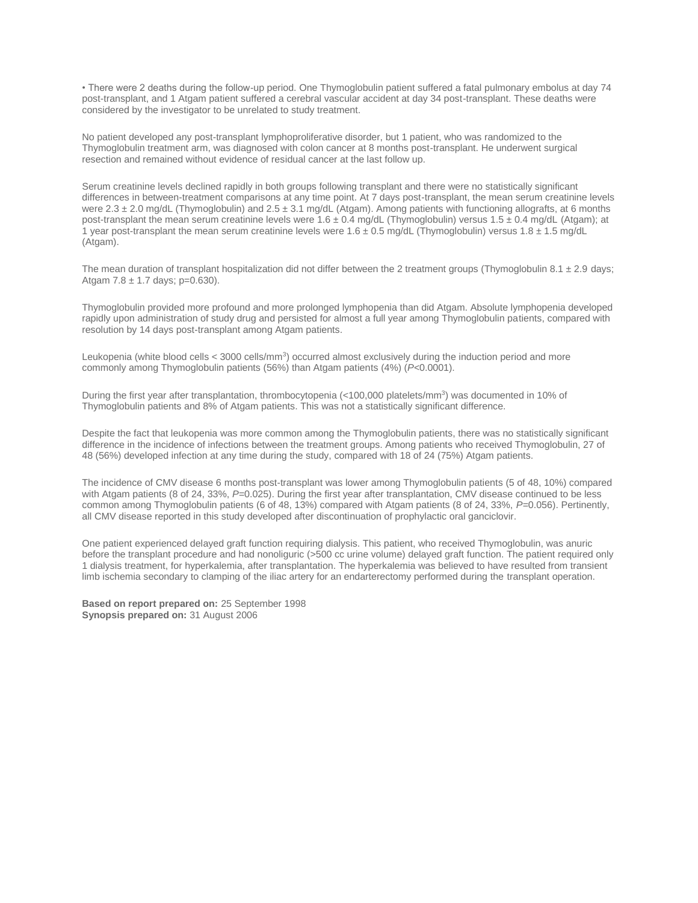- There were 2 deaths during the follow-up period. One Thymoglobulin patient suffered a fatal pulmonary embolus at day 74 post-transplant, and 1 Atgam patient suffered a cerebral vascular accident at day 34 post-transplant. These deaths were considered by the investigator to be unrelated to study treatment.

No patient developed any post-transplant lymphoproliferative disorder, but 1 patient, who was randomized to the Thymoglobulin treatment arm, was diagnosed with colon cancer at 8 months post-transplant. He underwent surgical resection and remained without evidence of residual cancer at the last follow up.

Serum creatinine levels declined rapidly in both groups following transplant and there were no statistically significant differences in between-treatment comparisons at any time point. At 7 days post-transplant, the mean serum creatinine levels were 2.3 ± 2.0 mg/dL (Thymoglobulin) and 2.5 ± 3.1 mg/dL (Atgam). Among patients with functioning allografts, at 6 months post-transplant the mean serum creatinine levels were 1.6 ± 0.4 mg/dL (Thymoglobulin) versus 1.5 ± 0.4 mg/dL (Atgam); at 1 year post-transplant the mean serum creatinine levels were 1.6 ± 0.5 mg/dL (Thymoglobulin) versus 1.8 ± 1.5 mg/dL (Atgam).

The mean duration of transplant hospitalization did not differ between the 2 treatment groups (Thymoglobulin 8.1 ± 2.9 days; Atgam 7.8 ± 1.7 days; p=0.630).

Thymoglobulin provided more profound and more prolonged lymphopenia than did Atgam. Absolute lymphopenia developed rapidly upon administration of study drug and persisted for almost a full year among Thymoglobulin patients, compared with resolution by 14 days post-transplant among Atgam patients.

Leukopenia (white blood cells < 3000 cells/mm$^3$) occurred almost exclusively during the induction period and more commonly among Thymoglobulin patients (56%) than Atgam patients (4%) ($P$<0.0001).

During the first year after transplantation, thrombocytopenia (<100,000 platelets/mm$^3$) was documented in 10% of Thymoglobulin patients and 8% of Atgam patients. This was not a statistically significant difference.

Despite the fact that leukopenia was more common among the Thymoglobulin patients, there was no statistically significant difference in the incidence of infections between the treatment groups. Among patients who received Thymoglobulin, 27 of 48 (56%) developed infection at any time during the study, compared with 18 of 24 (75%) Atgam patients.

The incidence of CMV disease 6 months post-transplant was lower among Thymoglobulin patients (5 of 48, 10%) compared with Atgam patients (8 of 24, 33%, $P$=0.025). During the first year after transplantation, CMV disease continued to be less common among Thymoglobulin patients (6 of 48, 13%) compared with Atgam patients (8 of 24, 33%, $P$=0.056). Pertinently, all CMV disease reported in this study developed after discontinuation of prophylactic oral ganciclovir.

One patient experienced delayed graft function requiring dialysis. This patient, who received Thymoglobulin, was anuric before the transplant procedure and had nonoliguric (>500 cc urine volume) delayed graft function. The patient required only 1 dialysis treatment, for hyperkalemia, after transplantation. The hyperkalemia was believed to have resulted from transient limb ischemia secondary to clamping of the iliac artery for an endarterectomy performed during the transplant operation.

**Based on report prepared on:** 25 September 1998
**Synopsis prepared on:** 31 August 2006